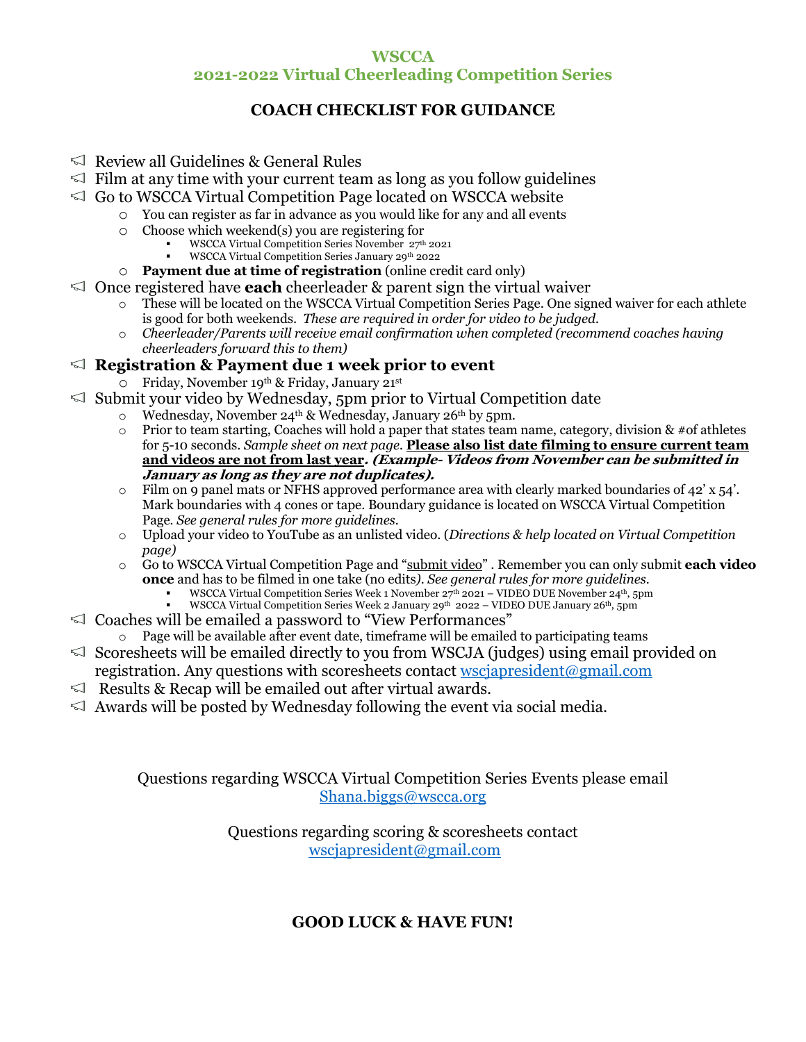# WSCCA
## 2021-2022 Virtual Cheerleading Competition Series

### COACH CHECKLIST FOR GUIDANCE

- Review all Guidelines & General Rules
- Film at any time with your current team as long as you follow guidelines
- Go to WSCCA Virtual Competition Page located on WSCCA website
  - You can register as far in advance as you would like for any and all events
  - Choose which weekend(s) you are registering for
    - WSCCA Virtual Competition Series November 27th 2021
    - WSCCA Virtual Competition Series January 29th 2022
  - **Payment due at time of registration** (online credit card only)
- Once registered have **each** cheerleader & parent sign the virtual waiver
  - These will be located on the WSCCA Virtual Competition Series Page. One signed waiver for each athlete is good for both weekends. *These are required in order for video to be judged.*
  - *Cheerleader/Parents will receive email confirmation when completed (recommend coaches having cheerleaders forward this to them)*
- **Registration & Payment due 1 week prior to event**
  - Friday, November 19th & Friday, January 21st
- Submit your video by Wednesday, 5pm prior to Virtual Competition date
  - Wednesday, November 24th & Wednesday, January 26th by 5pm.
  - Prior to team starting, Coaches will hold a paper that states team name, category, division & #of athletes for 5-10 seconds. *Sample sheet on next page.* **Please also list date filming to ensure current team and videos are not from last year*. (Example- Videos from November can be submitted in January as long as they are not duplicates).***
  - Film on 9 panel mats or NFHS approved performance area with clearly marked boundaries of 42' x 54'. Mark boundaries with 4 cones or tape. Boundary guidance is located on WSCCA Virtual Competition Page. *See general rules for more guidelines.*
  - Upload your video to YouTube as an unlisted video. (*Directions & help located on Virtual Competition page)*
  - Go to WSCCA Virtual Competition Page and "submit video" . Remember you can only submit **each video once** and has to be filmed in one take (no edits*). See general rules for more guidelines.*
    - WSCCA Virtual Competition Series Week 1 November 27th 2021 – VIDEO DUE November 24th, 5pm
    - WSCCA Virtual Competition Series Week 2 January 29th 2022 – VIDEO DUE January 26th, 5pm
- Coaches will be emailed a password to "View Performances"
  - Page will be available after event date, timeframe will be emailed to participating teams
- Scoresheets will be emailed directly to you from WSCJA (judges) using email provided on registration. Any questions with scoresheets contact wscjapresident@gmail.com
- Results & Recap will be emailed out after virtual awards.
- Awards will be posted by Wednesday following the event via social media.

Questions regarding WSCCA Virtual Competition Series Events please email
Shana.biggs@wscca.org

Questions regarding scoring & scoresheets contact
wscjapresident@gmail.com

**GOOD LUCK & HAVE FUN!**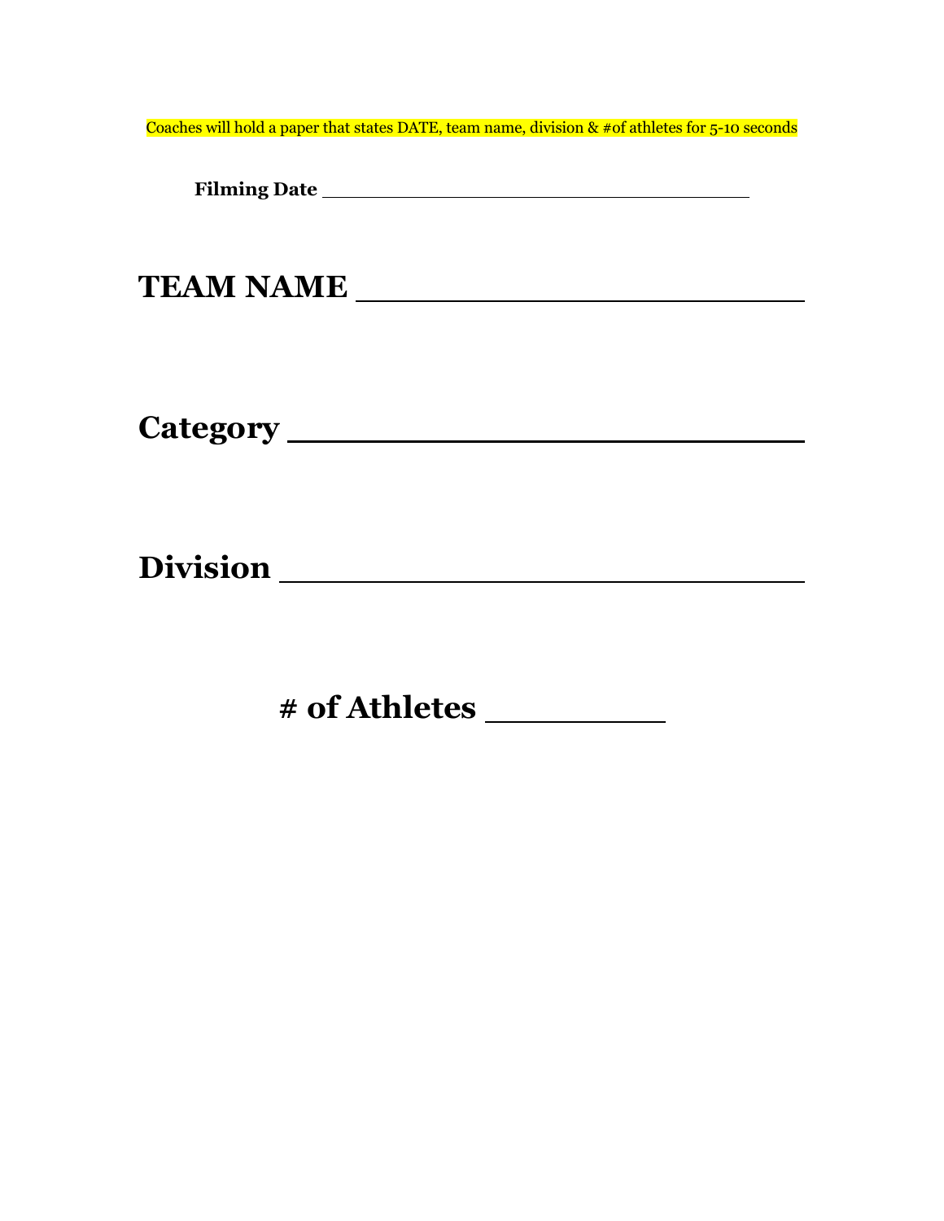Coaches will hold a paper that states DATE, team name, division & #of athletes for 5-10 seconds

**Filming Date** ___________________________________

**TEAM NAME** ___________________________

**Category** ______________________________

**Division** ______________________________

**# of Athletes** __________